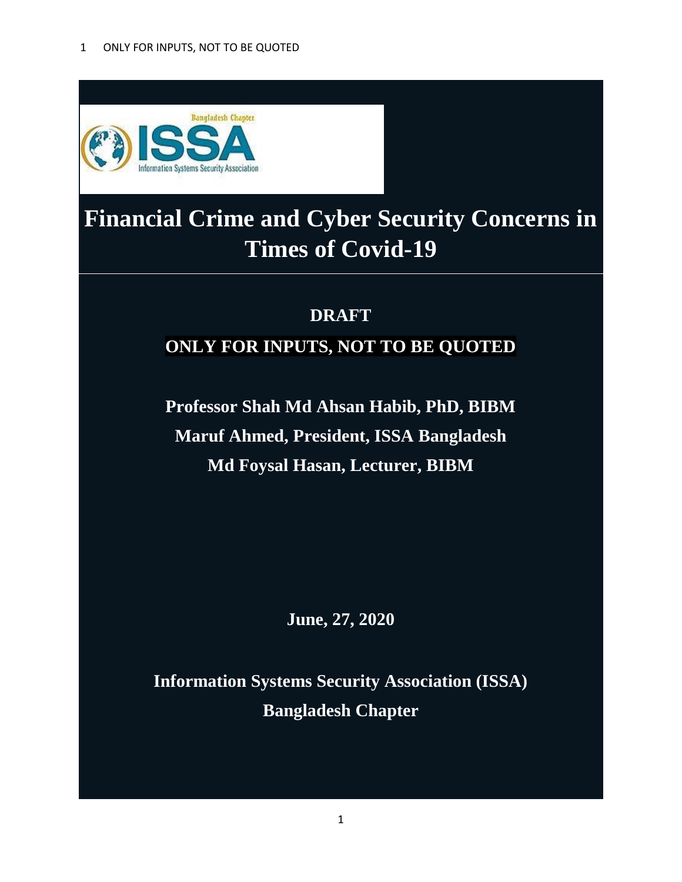# Financial Crime and Cyber Security Concerns in Times of Covid-19

**DRAFT**

**ONLY FOR INPUTS, NOT TO BE QUOTED**

**Professor Shah Md Ahsan Habib, PhD, BIBM**

**Maruf Ahmed, President, ISSA Bangladesh**

**Md Foysal Hasan, Lecturer, BIBM**

**June, 27, 2020**

**Information Systems Security Association (ISSA)**

**Bangladesh Chapter**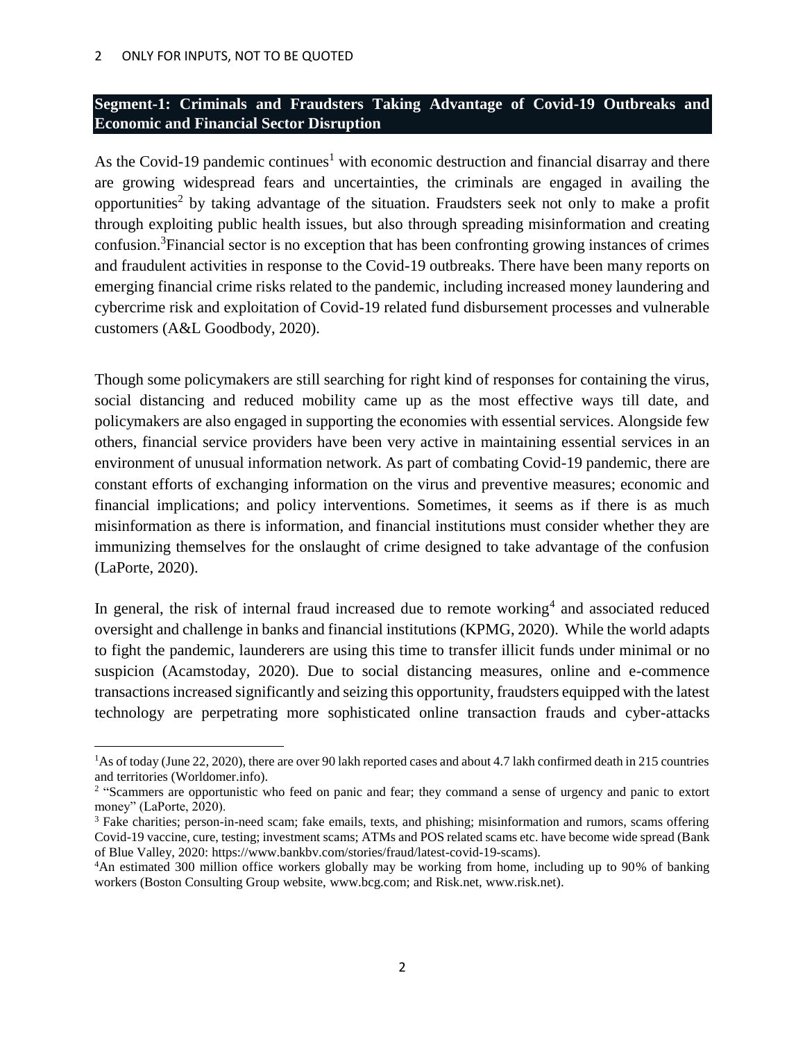## Segment-1: Criminals and Fraudsters Taking Advantage of Covid-19 Outbreaks and Economic and Financial Sector Disruption

As the Covid-19 pandemic continues[1] with economic destruction and financial disarray and there are growing widespread fears and uncertainties, the criminals are engaged in availing the opportunities[2] by taking advantage of the situation. Fraudsters seek not only to make a profit through exploiting public health issues, but also through spreading misinformation and creating confusion.[3]Financial sector is no exception that has been confronting growing instances of crimes and fraudulent activities in response to the Covid-19 outbreaks. There have been many reports on emerging financial crime risks related to the pandemic, including increased money laundering and cybercrime risk and exploitation of Covid-19 related fund disbursement processes and vulnerable customers (A&L Goodbody, 2020).

Though some policymakers are still searching for right kind of responses for containing the virus, social distancing and reduced mobility came up as the most effective ways till date, and policymakers are also engaged in supporting the economies with essential services. Alongside few others, financial service providers have been very active in maintaining essential services in an environment of unusual information network. As part of combating Covid-19 pandemic, there are constant efforts of exchanging information on the virus and preventive measures; economic and financial implications; and policy interventions. Sometimes, it seems as if there is as much misinformation as there is information, and financial institutions must consider whether they are immunizing themselves for the onslaught of crime designed to take advantage of the confusion (LaPorte, 2020).

In general, the risk of internal fraud increased due to remote working[4] and associated reduced oversight and challenge in banks and financial institutions (KPMG, 2020). While the world adapts to fight the pandemic, launderers are using this time to transfer illicit funds under minimal or no suspicion (Acamstoday, 2020). Due to social distancing measures, online and e-commence transactions increased significantly and seizing this opportunity, fraudsters equipped with the latest technology are perpetrating more sophisticated online transaction frauds and cyber-attacks

[1]As of today (June 22, 2020), there are over 90 lakh reported cases and about 4.7 lakh confirmed death in 215 countries and territories (Worldomer.info).

[2] "Scammers are opportunistic who feed on panic and fear; they command a sense of urgency and panic to extort money" (LaPorte, 2020).

[3] Fake charities; person-in-need scam; fake emails, texts, and phishing; misinformation and rumors, scams offering Covid-19 vaccine, cure, testing; investment scams; ATMs and POS related scams etc. have become wide spread (Bank of Blue Valley, 2020: https://www.bankbv.com/stories/fraud/latest-covid-19-scams).

[4]An estimated 300 million office workers globally may be working from home, including up to 90% of banking workers (Boston Consulting Group website, www.bcg.com; and Risk.net, www.risk.net).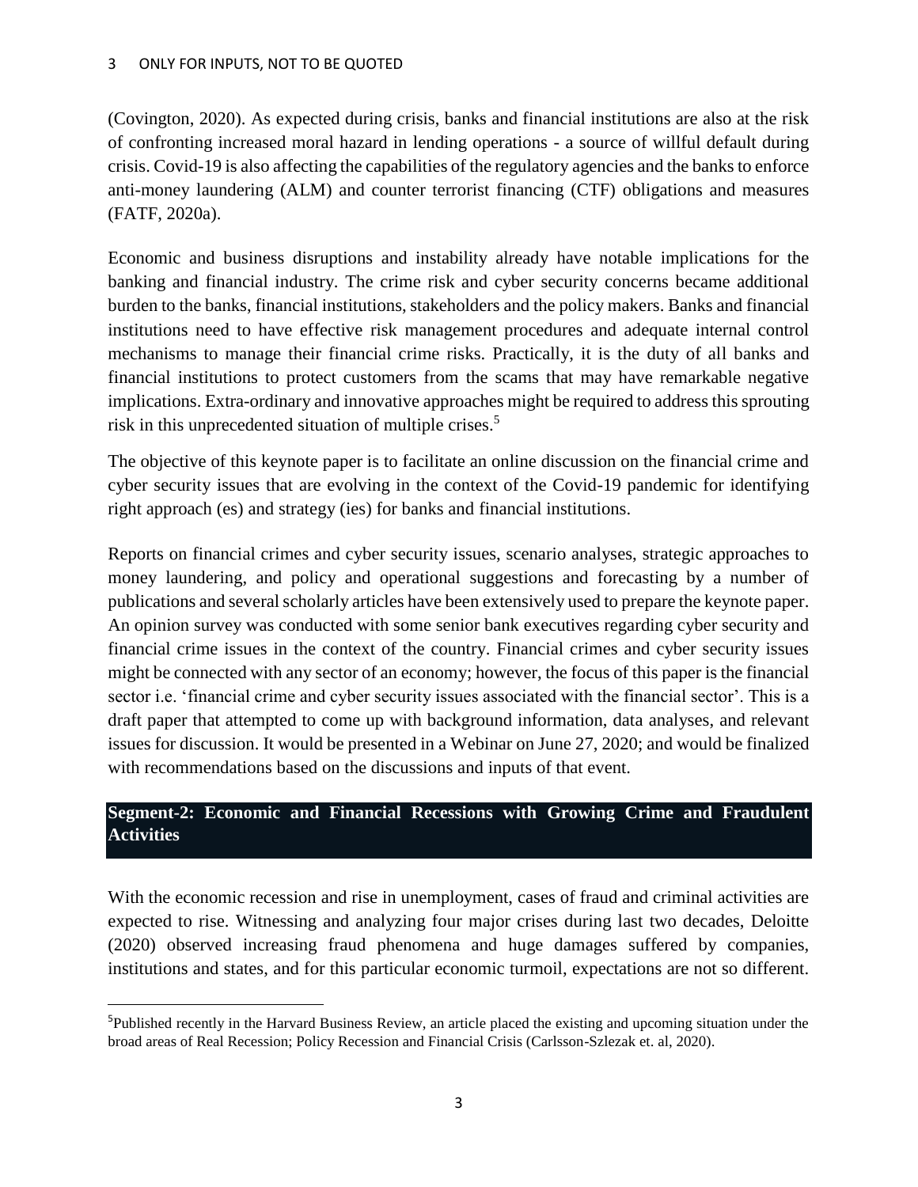(Covington, 2020). As expected during crisis, banks and financial institutions are also at the risk of confronting increased moral hazard in lending operations - a source of willful default during crisis. Covid-19 is also affecting the capabilities of the regulatory agencies and the banks to enforce anti-money laundering (ALM) and counter terrorist financing (CTF) obligations and measures (FATF, 2020a).

Economic and business disruptions and instability already have notable implications for the banking and financial industry. The crime risk and cyber security concerns became additional burden to the banks, financial institutions, stakeholders and the policy makers. Banks and financial institutions need to have effective risk management procedures and adequate internal control mechanisms to manage their financial crime risks. Practically, it is the duty of all banks and financial institutions to protect customers from the scams that may have remarkable negative implications. Extra-ordinary and innovative approaches might be required to address this sprouting risk in this unprecedented situation of multiple crises.[5]

The objective of this keynote paper is to facilitate an online discussion on the financial crime and cyber security issues that are evolving in the context of the Covid-19 pandemic for identifying right approach (es) and strategy (ies) for banks and financial institutions.

Reports on financial crimes and cyber security issues, scenario analyses, strategic approaches to money laundering, and policy and operational suggestions and forecasting by a number of publications and several scholarly articles have been extensively used to prepare the keynote paper. An opinion survey was conducted with some senior bank executives regarding cyber security and financial crime issues in the context of the country. Financial crimes and cyber security issues might be connected with any sector of an economy; however, the focus of this paper is the financial sector i.e. 'financial crime and cyber security issues associated with the financial sector'. This is a draft paper that attempted to come up with background information, data analyses, and relevant issues for discussion. It would be presented in a Webinar on June 27, 2020; and would be finalized with recommendations based on the discussions and inputs of that event.

## Segment-2: Economic and Financial Recessions with Growing Crime and Fraudulent Activities

With the economic recession and rise in unemployment, cases of fraud and criminal activities are expected to rise. Witnessing and analyzing four major crises during last two decades, Deloitte (2020) observed increasing fraud phenomena and huge damages suffered by companies, institutions and states, and for this particular economic turmoil, expectations are not so different.

[5]Published recently in the Harvard Business Review, an article placed the existing and upcoming situation under the broad areas of Real Recession; Policy Recession and Financial Crisis (Carlsson-Szlezak et. al, 2020).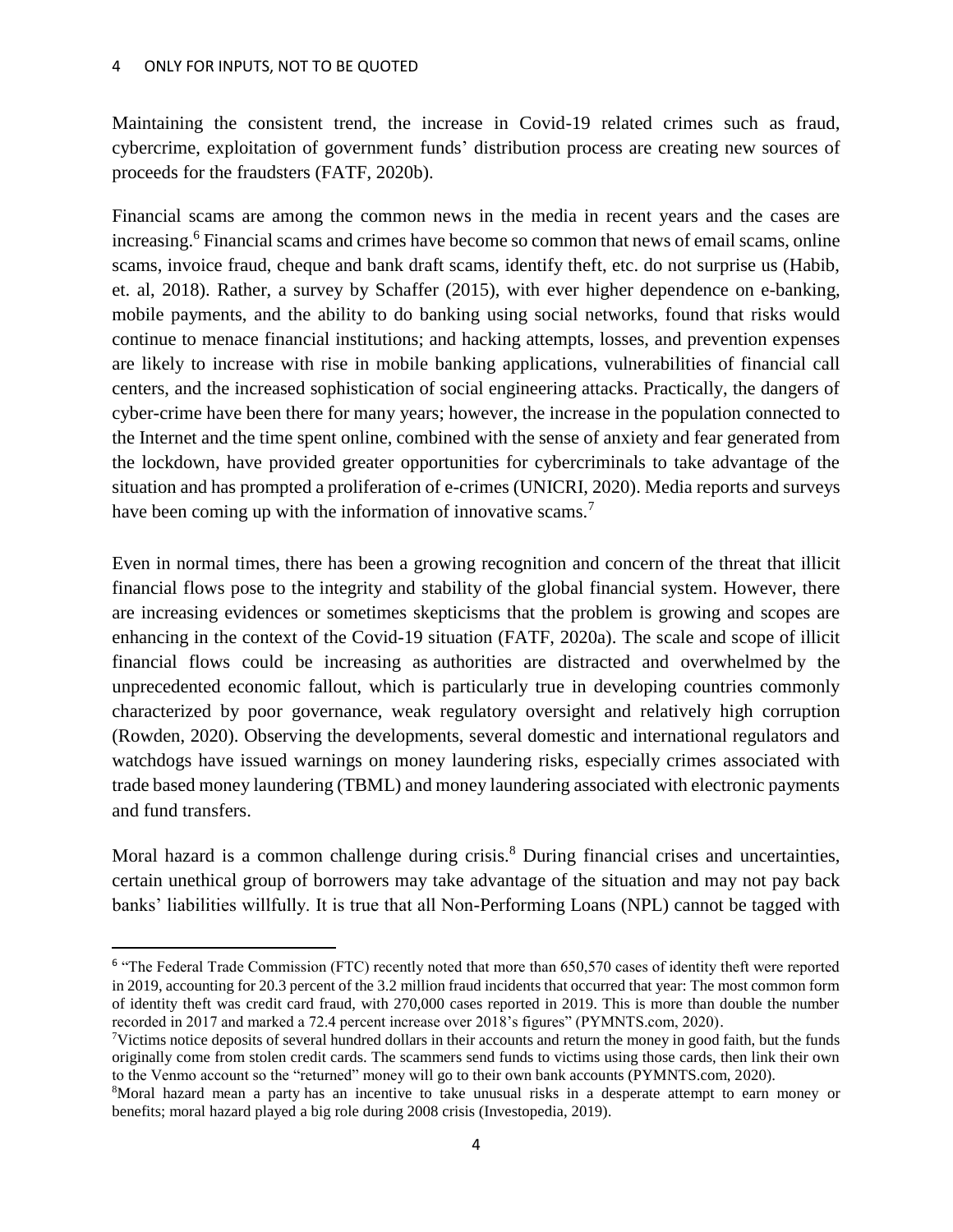Maintaining the consistent trend, the increase in Covid-19 related crimes such as fraud, cybercrime, exploitation of government funds' distribution process are creating new sources of proceeds for the fraudsters (FATF, 2020b).

Financial scams are among the common news in the media in recent years and the cases are increasing.[6] Financial scams and crimes have become so common that news of email scams, online scams, invoice fraud, cheque and bank draft scams, identify theft, etc. do not surprise us (Habib, et. al, 2018). Rather, a survey by Schaffer (2015), with ever higher dependence on e-banking, mobile payments, and the ability to do banking using social networks, found that risks would continue to menace financial institutions; and hacking attempts, losses, and prevention expenses are likely to increase with rise in mobile banking applications, vulnerabilities of financial call centers, and the increased sophistication of social engineering attacks. Practically, the dangers of cyber-crime have been there for many years; however, the increase in the population connected to the Internet and the time spent online, combined with the sense of anxiety and fear generated from the lockdown, have provided greater opportunities for cybercriminals to take advantage of the situation and has prompted a proliferation of e-crimes (UNICRI, 2020). Media reports and surveys have been coming up with the information of innovative scams.[7]

Even in normal times, there has been a growing recognition and concern of the threat that illicit financial flows pose to the integrity and stability of the global financial system. However, there are increasing evidences or sometimes skepticisms that the problem is growing and scopes are enhancing in the context of the Covid-19 situation (FATF, 2020a). The scale and scope of illicit financial flows could be increasing as authorities are distracted and overwhelmed by the unprecedented economic fallout, which is particularly true in developing countries commonly characterized by poor governance, weak regulatory oversight and relatively high corruption (Rowden, 2020). Observing the developments, several domestic and international regulators and watchdogs have issued warnings on money laundering risks, especially crimes associated with trade based money laundering (TBML) and money laundering associated with electronic payments and fund transfers.

Moral hazard is a common challenge during crisis.[8] During financial crises and uncertainties, certain unethical group of borrowers may take advantage of the situation and may not pay back banks' liabilities willfully. It is true that all Non-Performing Loans (NPL) cannot be tagged with

---

[6] "The Federal Trade Commission (FTC) recently noted that more than 650,570 cases of identity theft were reported in 2019, accounting for 20.3 percent of the 3.2 million fraud incidents that occurred that year: The most common form of identity theft was credit card fraud, with 270,000 cases reported in 2019. This is more than double the number recorded in 2017 and marked a 72.4 percent increase over 2018's figures" (PYMNTS.com, 2020).

[7] Victims notice deposits of several hundred dollars in their accounts and return the money in good faith, but the funds originally come from stolen credit cards. The scammers send funds to victims using those cards, then link their own to the Venmo account so the "returned" money will go to their own bank accounts (PYMNTS.com, 2020).

[8] Moral hazard mean a party has an incentive to take unusual risks in a desperate attempt to earn money or benefits; moral hazard played a big role during 2008 crisis (Investopedia, 2019).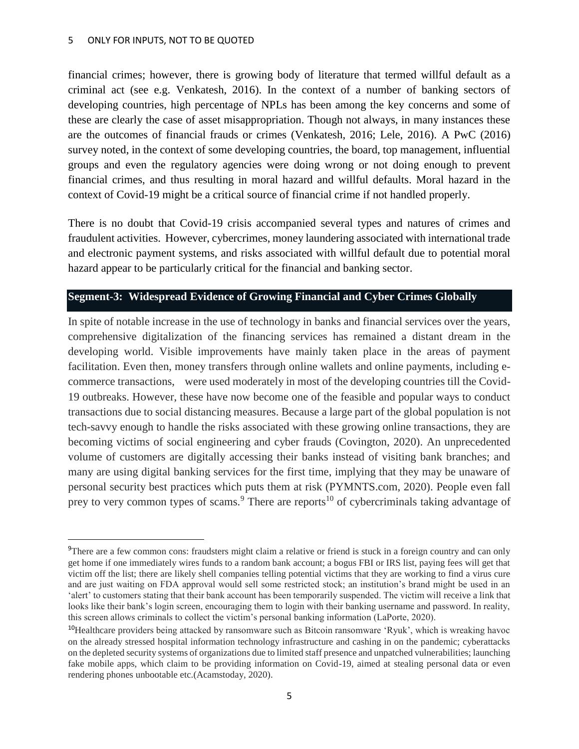financial crimes; however, there is growing body of literature that termed willful default as a criminal act (see e.g. Venkatesh, 2016). In the context of a number of banking sectors of developing countries, high percentage of NPLs has been among the key concerns and some of these are clearly the case of asset misappropriation. Though not always, in many instances these are the outcomes of financial frauds or crimes (Venkatesh, 2016; Lele, 2016). A PwC (2016) survey noted, in the context of some developing countries, the board, top management, influential groups and even the regulatory agencies were doing wrong or not doing enough to prevent financial crimes, and thus resulting in moral hazard and willful defaults. Moral hazard in the context of Covid-19 might be a critical source of financial crime if not handled properly.

There is no doubt that Covid-19 crisis accompanied several types and natures of crimes and fraudulent activities. However, cybercrimes, money laundering associated with international trade and electronic payment systems, and risks associated with willful default due to potential moral hazard appear to be particularly critical for the financial and banking sector.

## Segment-3: Widespread Evidence of Growing Financial and Cyber Crimes Globally

In spite of notable increase in the use of technology in banks and financial services over the years, comprehensive digitalization of the financing services has remained a distant dream in the developing world. Visible improvements have mainly taken place in the areas of payment facilitation. Even then, money transfers through online wallets and online payments, including e-commerce transactions, were used moderately in most of the developing countries till the Covid-19 outbreaks. However, these have now become one of the feasible and popular ways to conduct transactions due to social distancing measures. Because a large part of the global population is not tech-savvy enough to handle the risks associated with these growing online transactions, they are becoming victims of social engineering and cyber frauds (Covington, 2020). An unprecedented volume of customers are digitally accessing their banks instead of visiting bank branches; and many are using digital banking services for the first time, implying that they may be unaware of personal security best practices which puts them at risk (PYMNTS.com, 2020). People even fall prey to very common types of scams.[9] There are reports[10] of cybercriminals taking advantage of

---

[9] There are a few common cons: fraudsters might claim a relative or friend is stuck in a foreign country and can only get home if one immediately wires funds to a random bank account; a bogus FBI or IRS list, paying fees will get that victim off the list; there are likely shell companies telling potential victims that they are working to find a virus cure and are just waiting on FDA approval would sell some restricted stock; an institution's brand might be used in an 'alert' to customers stating that their bank account has been temporarily suspended. The victim will receive a link that looks like their bank's login screen, encouraging them to login with their banking username and password. In reality, this screen allows criminals to collect the victim's personal banking information (LaPorte, 2020).

[10] Healthcare providers being attacked by ransomware such as Bitcoin ransomware 'Ryuk', which is wreaking havoc on the already stressed hospital information technology infrastructure and cashing in on the pandemic; cyberattacks on the depleted security systems of organizations due to limited staff presence and unpatched vulnerabilities; launching fake mobile apps, which claim to be providing information on Covid-19, aimed at stealing personal data or even rendering phones unbootable etc.(Acamstoday, 2020).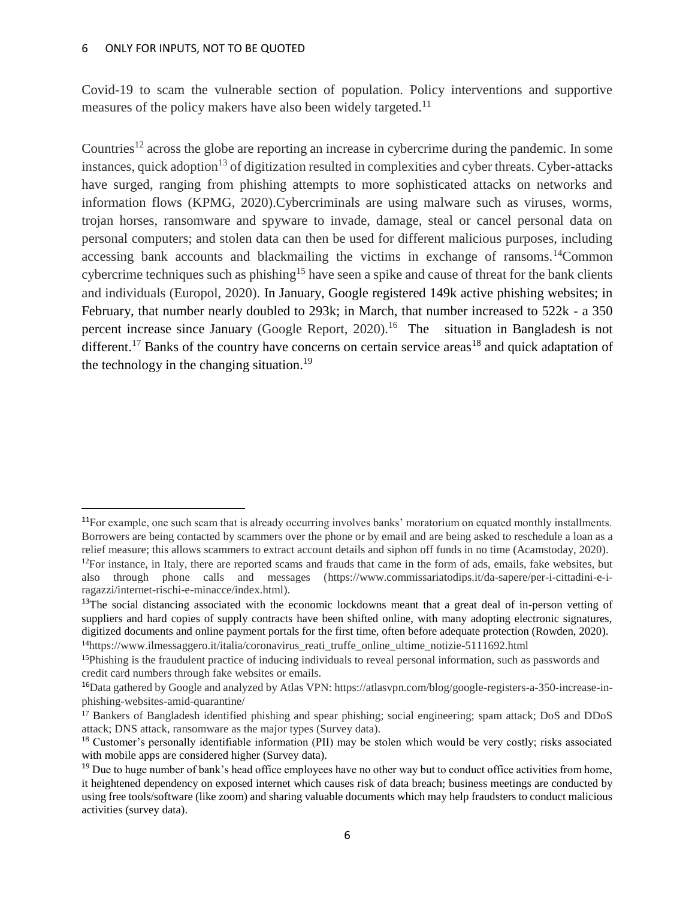Covid-19 to scam the vulnerable section of population. Policy interventions and supportive measures of the policy makers have also been widely targeted.[11]

Countries[12] across the globe are reporting an increase in cybercrime during the pandemic. In some instances, quick adoption[13] of digitization resulted in complexities and cyber threats. Cyber-attacks have surged, ranging from phishing attempts to more sophisticated attacks on networks and information flows (KPMG, 2020).Cybercriminals are using malware such as viruses, worms, trojan horses, ransomware and spyware to invade, damage, steal or cancel personal data on personal computers; and stolen data can then be used for different malicious purposes, including accessing bank accounts and blackmailing the victims in exchange of ransoms.[14]Common cybercrime techniques such as phishing[15] have seen a spike and cause of threat for the bank clients and individuals (Europol, 2020). In January, Google registered 149k active phishing websites; in February, that number nearly doubled to 293k; in March, that number increased to 522k - a 350 percent increase since January (Google Report, 2020).[16] The situation in Bangladesh is not different.[17] Banks of the country have concerns on certain service areas[18] and quick adaptation of the technology in the changing situation.[19]

---

[11]For example, one such scam that is already occurring involves banks' moratorium on equated monthly installments. Borrowers are being contacted by scammers over the phone or by email and are being asked to reschedule a loan as a relief measure; this allows scammers to extract account details and siphon off funds in no time (Acamstoday, 2020).

[12]For instance, in Italy, there are reported scams and frauds that came in the form of ads, emails, fake websites, but also through phone calls and messages (https://www.commissariatodips.it/da-sapere/per-i-cittadini-e-i-ragazzi/internet-rischi-e-minacce/index.html).

[13]The social distancing associated with the economic lockdowns meant that a great deal of in-person vetting of suppliers and hard copies of supply contracts have been shifted online, with many adopting electronic signatures, digitized documents and online payment portals for the first time, often before adequate protection (Rowden, 2020).

[14]https://www.ilmessaggero.it/italia/coronavirus_reati_truffe_online_ultime_notizie-5111692.html

[15]Phishing is the fraudulent practice of inducing individuals to reveal personal information, such as passwords and credit card numbers through fake websites or emails.

[16]Data gathered by Google and analyzed by Atlas VPN: https://atlasvpn.com/blog/google-registers-a-350-increase-in-phishing-websites-amid-quarantine/

[17] Bankers of Bangladesh identified phishing and spear phishing; social engineering; spam attack; DoS and DDoS attack; DNS attack, ransomware as the major types (Survey data).

[18] Customer's personally identifiable information (PII) may be stolen which would be very costly; risks associated with mobile apps are considered higher (Survey data).

[19] Due to huge number of bank's head office employees have no other way but to conduct office activities from home, it heightened dependency on exposed internet which causes risk of data breach; business meetings are conducted by using free tools/software (like zoom) and sharing valuable documents which may help fraudsters to conduct malicious activities (survey data).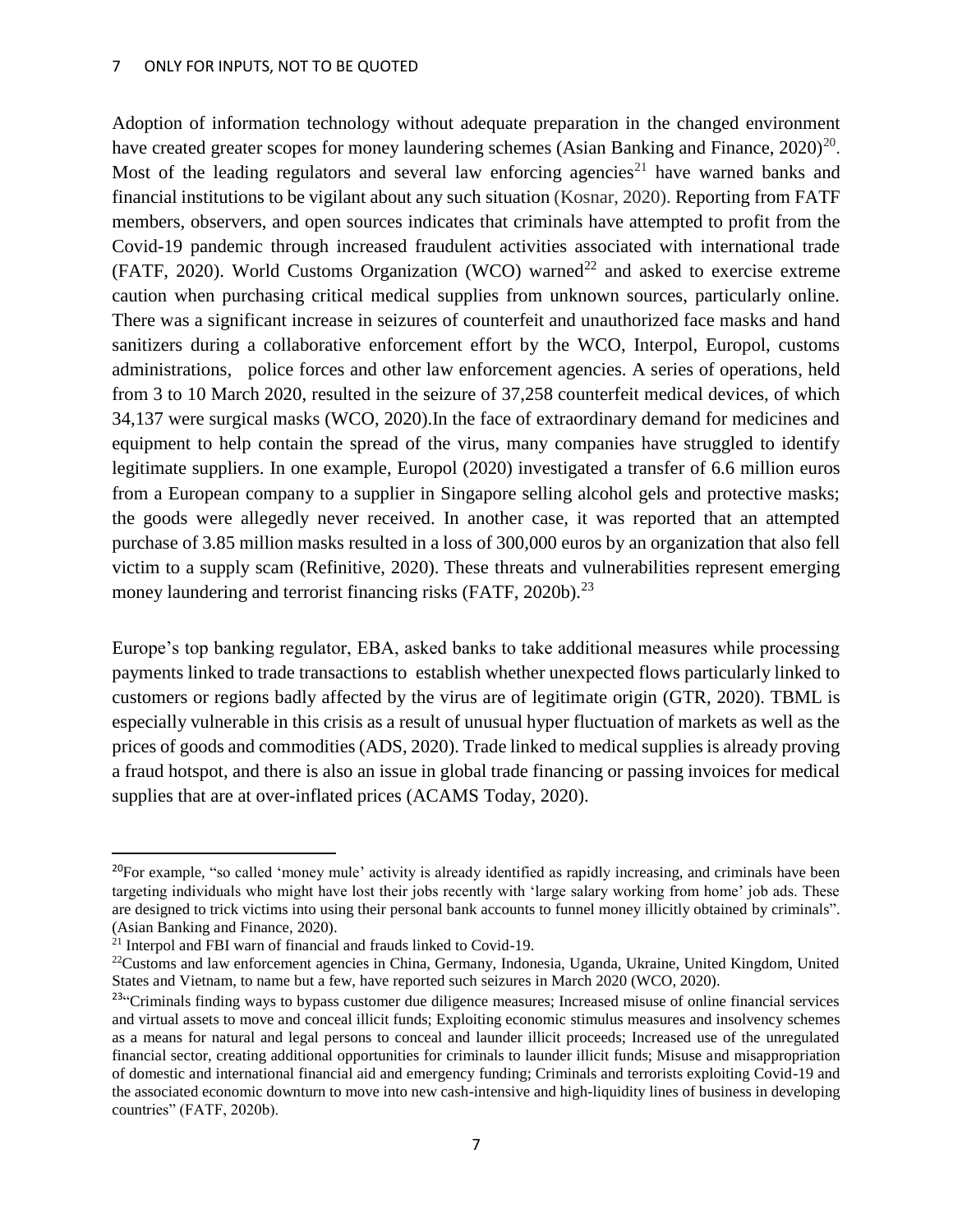Adoption of information technology without adequate preparation in the changed environment have created greater scopes for money laundering schemes (Asian Banking and Finance, 2020)[20]. Most of the leading regulators and several law enforcing agencies[21] have warned banks and financial institutions to be vigilant about any such situation (Kosnar, 2020). Reporting from FATF members, observers, and open sources indicates that criminals have attempted to profit from the Covid-19 pandemic through increased fraudulent activities associated with international trade (FATF, 2020). World Customs Organization (WCO) warned[22] and asked to exercise extreme caution when purchasing critical medical supplies from unknown sources, particularly online. There was a significant increase in seizures of counterfeit and unauthorized face masks and hand sanitizers during a collaborative enforcement effort by the WCO, Interpol, Europol, customs administrations, police forces and other law enforcement agencies. A series of operations, held from 3 to 10 March 2020, resulted in the seizure of 37,258 counterfeit medical devices, of which 34,137 were surgical masks (WCO, 2020).In the face of extraordinary demand for medicines and equipment to help contain the spread of the virus, many companies have struggled to identify legitimate suppliers. In one example, Europol (2020) investigated a transfer of 6.6 million euros from a European company to a supplier in Singapore selling alcohol gels and protective masks; the goods were allegedly never received. In another case, it was reported that an attempted purchase of 3.85 million masks resulted in a loss of 300,000 euros by an organization that also fell victim to a supply scam (Refinitive, 2020). These threats and vulnerabilities represent emerging money laundering and terrorist financing risks (FATF, 2020b).[23]

Europe's top banking regulator, EBA, asked banks to take additional measures while processing payments linked to trade transactions to establish whether unexpected flows particularly linked to customers or regions badly affected by the virus are of legitimate origin (GTR, 2020). TBML is especially vulnerable in this crisis as a result of unusual hyper fluctuation of markets as well as the prices of goods and commodities (ADS, 2020). Trade linked to medical supplies is already proving a fraud hotspot, and there is also an issue in global trade financing or passing invoices for medical supplies that are at over-inflated prices (ACAMS Today, 2020).

---

[20]For example, "so called 'money mule' activity is already identified as rapidly increasing, and criminals have been targeting individuals who might have lost their jobs recently with 'large salary working from home' job ads. These are designed to trick victims into using their personal bank accounts to funnel money illicitly obtained by criminals". (Asian Banking and Finance, 2020).

[21] Interpol and FBI warn of financial and frauds linked to Covid-19.

[22]Customs and law enforcement agencies in China, Germany, Indonesia, Uganda, Ukraine, United Kingdom, United States and Vietnam, to name but a few, have reported such seizures in March 2020 (WCO, 2020).

[23]"Criminals finding ways to bypass customer due diligence measures; Increased misuse of online financial services and virtual assets to move and conceal illicit funds; Exploiting economic stimulus measures and insolvency schemes as a means for natural and legal persons to conceal and launder illicit proceeds; Increased use of the unregulated financial sector, creating additional opportunities for criminals to launder illicit funds; Misuse and misappropriation of domestic and international financial aid and emergency funding; Criminals and terrorists exploiting Covid-19 and the associated economic downturn to move into new cash-intensive and high-liquidity lines of business in developing countries" (FATF, 2020b).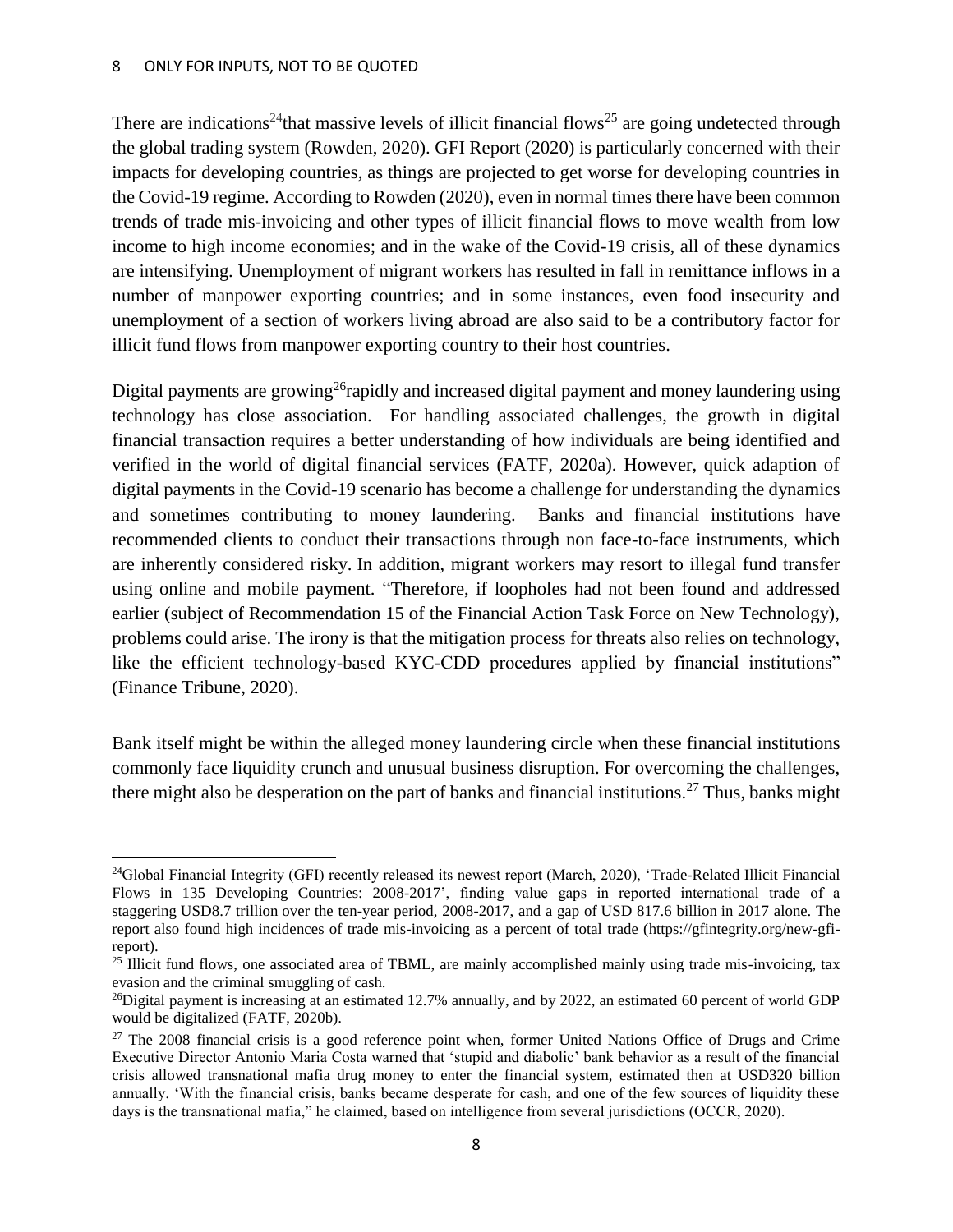There are indications[24]that massive levels of illicit financial flows[25] are going undetected through the global trading system (Rowden, 2020). GFI Report (2020) is particularly concerned with their impacts for developing countries, as things are projected to get worse for developing countries in the Covid-19 regime. According to Rowden (2020), even in normal times there have been common trends of trade mis-invoicing and other types of illicit financial flows to move wealth from low income to high income economies; and in the wake of the Covid-19 crisis, all of these dynamics are intensifying. Unemployment of migrant workers has resulted in fall in remittance inflows in a number of manpower exporting countries; and in some instances, even food insecurity and unemployment of a section of workers living abroad are also said to be a contributory factor for illicit fund flows from manpower exporting country to their host countries.

Digital payments are growing[26]rapidly and increased digital payment and money laundering using technology has close association. For handling associated challenges, the growth in digital financial transaction requires a better understanding of how individuals are being identified and verified in the world of digital financial services (FATF, 2020a). However, quick adaption of digital payments in the Covid-19 scenario has become a challenge for understanding the dynamics and sometimes contributing to money laundering. Banks and financial institutions have recommended clients to conduct their transactions through non face-to-face instruments, which are inherently considered risky. In addition, migrant workers may resort to illegal fund transfer using online and mobile payment. "Therefore, if loopholes had not been found and addressed earlier (subject of Recommendation 15 of the Financial Action Task Force on New Technology), problems could arise. The irony is that the mitigation process for threats also relies on technology, like the efficient technology-based KYC-CDD procedures applied by financial institutions" (Finance Tribune, 2020).

Bank itself might be within the alleged money laundering circle when these financial institutions commonly face liquidity crunch and unusual business disruption. For overcoming the challenges, there might also be desperation on the part of banks and financial institutions.[27] Thus, banks might

---

[24]Global Financial Integrity (GFI) recently released its newest report (March, 2020), 'Trade-Related Illicit Financial Flows in 135 Developing Countries: 2008-2017', finding value gaps in reported international trade of a staggering USD8.7 trillion over the ten-year period, 2008-2017, and a gap of USD 817.6 billion in 2017 alone. The report also found high incidences of trade mis-invoicing as a percent of total trade (https://gfintegrity.org/new-gfi-report).

[25] Illicit fund flows, one associated area of TBML, are mainly accomplished mainly using trade mis-invoicing, tax evasion and the criminal smuggling of cash.

[26]Digital payment is increasing at an estimated 12.7% annually, and by 2022, an estimated 60 percent of world GDP would be digitalized (FATF, 2020b).

[27] The 2008 financial crisis is a good reference point when, former United Nations Office of Drugs and Crime Executive Director Antonio Maria Costa warned that 'stupid and diabolic' bank behavior as a result of the financial crisis allowed transnational mafia drug money to enter the financial system, estimated then at USD320 billion annually. 'With the financial crisis, banks became desperate for cash, and one of the few sources of liquidity these days is the transnational mafia," he claimed, based on intelligence from several jurisdictions (OCCR, 2020).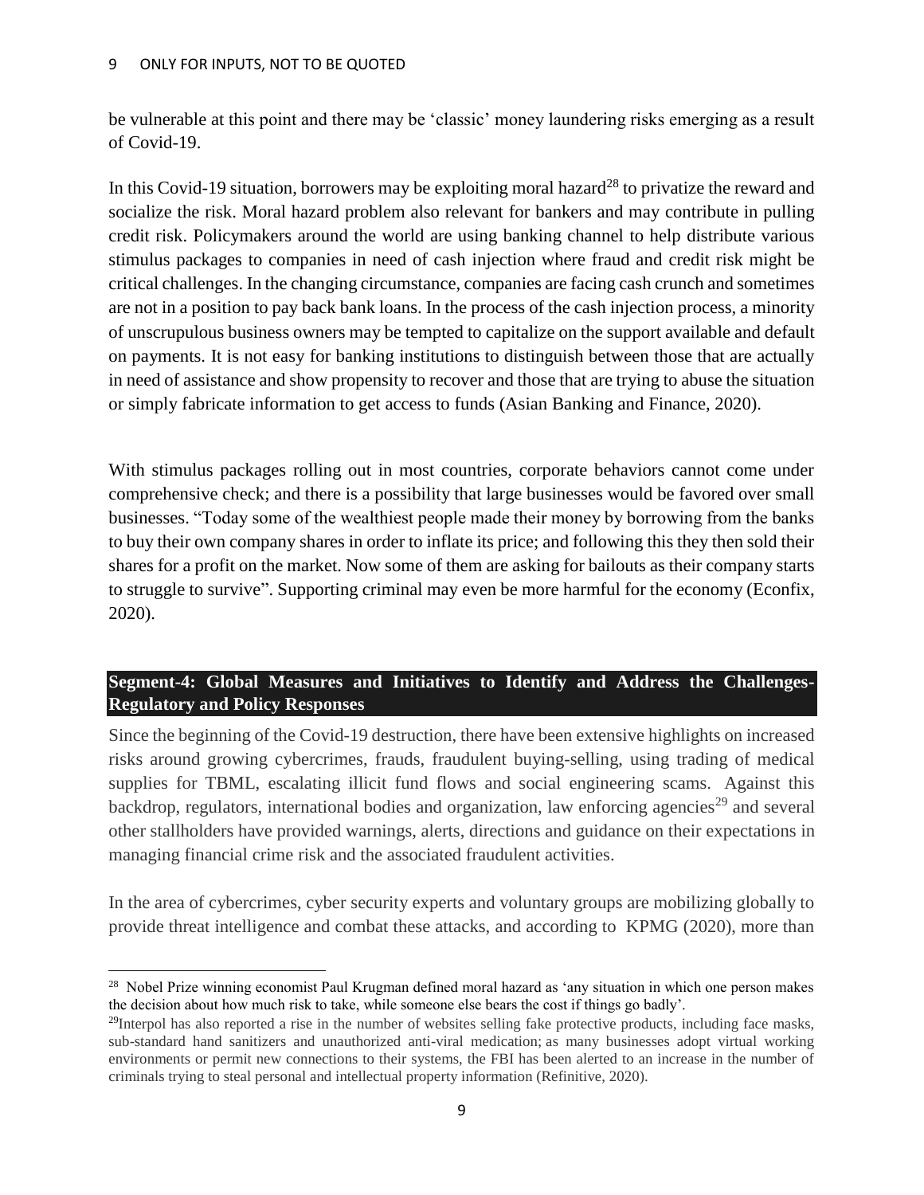be vulnerable at this point and there may be 'classic' money laundering risks emerging as a result of Covid-19.

In this Covid-19 situation, borrowers may be exploiting moral hazard[28] to privatize the reward and socialize the risk. Moral hazard problem also relevant for bankers and may contribute in pulling credit risk. Policymakers around the world are using banking channel to help distribute various stimulus packages to companies in need of cash injection where fraud and credit risk might be critical challenges. In the changing circumstance, companies are facing cash crunch and sometimes are not in a position to pay back bank loans. In the process of the cash injection process, a minority of unscrupulous business owners may be tempted to capitalize on the support available and default on payments. It is not easy for banking institutions to distinguish between those that are actually in need of assistance and show propensity to recover and those that are trying to abuse the situation or simply fabricate information to get access to funds (Asian Banking and Finance, 2020).

With stimulus packages rolling out in most countries, corporate behaviors cannot come under comprehensive check; and there is a possibility that large businesses would be favored over small businesses. "Today some of the wealthiest people made their money by borrowing from the banks to buy their own company shares in order to inflate its price; and following this they then sold their shares for a profit on the market. Now some of them are asking for bailouts as their company starts to struggle to survive". Supporting criminal may even be more harmful for the economy (Econfix, 2020).

## Segment-4: Global Measures and Initiatives to Identify and Address the Challenges-Regulatory and Policy Responses

Since the beginning of the Covid-19 destruction, there have been extensive highlights on increased risks around growing cybercrimes, frauds, fraudulent buying-selling, using trading of medical supplies for TBML, escalating illicit fund flows and social engineering scams. Against this backdrop, regulators, international bodies and organization, law enforcing agencies[29] and several other stallholders have provided warnings, alerts, directions and guidance on their expectations in managing financial crime risk and the associated fraudulent activities.

In the area of cybercrimes, cyber security experts and voluntary groups are mobilizing globally to provide threat intelligence and combat these attacks, and according to KPMG (2020), more than

---

[28] Nobel Prize winning economist Paul Krugman defined moral hazard as 'any situation in which one person makes the decision about how much risk to take, while someone else bears the cost if things go badly'.

[29] Interpol has also reported a rise in the number of websites selling fake protective products, including face masks, sub-standard hand sanitizers and unauthorized anti-viral medication; as many businesses adopt virtual working environments or permit new connections to their systems, the FBI has been alerted to an increase in the number of criminals trying to steal personal and intellectual property information (Refinitive, 2020).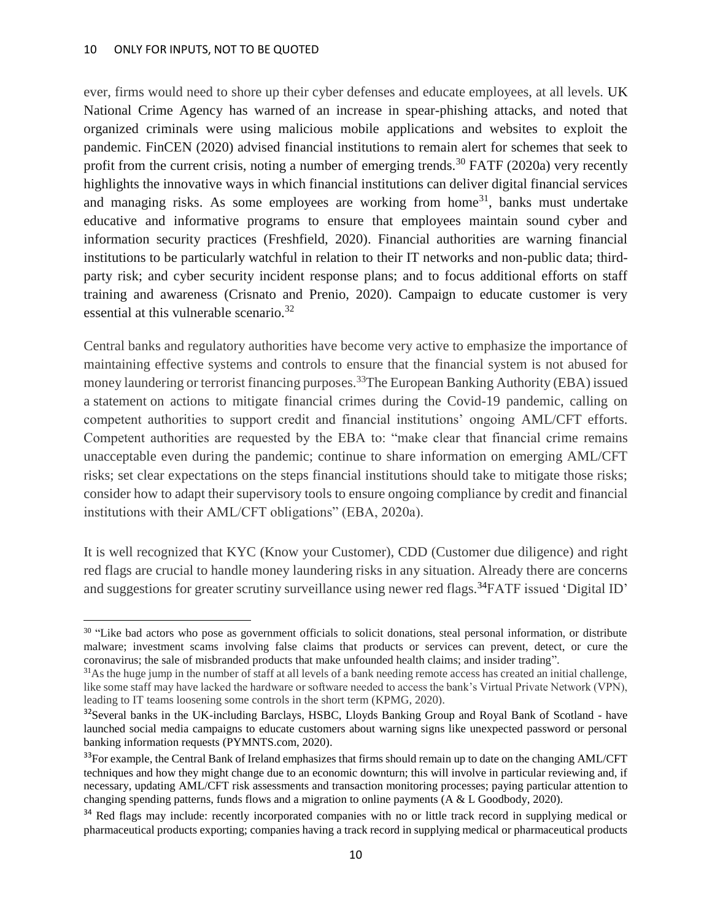ever, firms would need to shore up their cyber defenses and educate employees, at all levels. UK National Crime Agency has warned of an increase in spear-phishing attacks, and noted that organized criminals were using malicious mobile applications and websites to exploit the pandemic. FinCEN (2020) advised financial institutions to remain alert for schemes that seek to profit from the current crisis, noting a number of emerging trends.[30] FATF (2020a) very recently highlights the innovative ways in which financial institutions can deliver digital financial services and managing risks. As some employees are working from home[31], banks must undertake educative and informative programs to ensure that employees maintain sound cyber and information security practices (Freshfield, 2020). Financial authorities are warning financial institutions to be particularly watchful in relation to their IT networks and non-public data; third-party risk; and cyber security incident response plans; and to focus additional efforts on staff training and awareness (Crisnato and Prenio, 2020). Campaign to educate customer is very essential at this vulnerable scenario.[32]

Central banks and regulatory authorities have become very active to emphasize the importance of maintaining effective systems and controls to ensure that the financial system is not abused for money laundering or terrorist financing purposes.[33]The European Banking Authority (EBA) issued a statement on actions to mitigate financial crimes during the Covid-19 pandemic, calling on competent authorities to support credit and financial institutions' ongoing AML/CFT efforts. Competent authorities are requested by the EBA to: "make clear that financial crime remains unacceptable even during the pandemic; continue to share information on emerging AML/CFT risks; set clear expectations on the steps financial institutions should take to mitigate those risks; consider how to adapt their supervisory tools to ensure ongoing compliance by credit and financial institutions with their AML/CFT obligations" (EBA, 2020a).

It is well recognized that KYC (Know your Customer), CDD (Customer due diligence) and right red flags are crucial to handle money laundering risks in any situation. Already there are concerns and suggestions for greater scrutiny surveillance using newer red flags.[34]FATF issued 'Digital ID'

---

[30] "Like bad actors who pose as government officials to solicit donations, steal personal information, or distribute malware; investment scams involving false claims that products or services can prevent, detect, or cure the coronavirus; the sale of misbranded products that make unfounded health claims; and insider trading".

[31] As the huge jump in the number of staff at all levels of a bank needing remote access has created an initial challenge, like some staff may have lacked the hardware or software needed to access the bank's Virtual Private Network (VPN), leading to IT teams loosening some controls in the short term (KPMG, 2020).

[32] Several banks in the UK-including Barclays, HSBC, Lloyds Banking Group and Royal Bank of Scotland - have launched social media campaigns to educate customers about warning signs like unexpected password or personal banking information requests (PYMNTS.com, 2020).

[33] For example, the Central Bank of Ireland emphasizes that firms should remain up to date on the changing AML/CFT techniques and how they might change due to an economic downturn; this will involve in particular reviewing and, if necessary, updating AML/CFT risk assessments and transaction monitoring processes; paying particular attention to changing spending patterns, funds flows and a migration to online payments (A & L Goodbody, 2020).

[34] Red flags may include: recently incorporated companies with no or little track record in supplying medical or pharmaceutical products exporting; companies having a track record in supplying medical or pharmaceutical products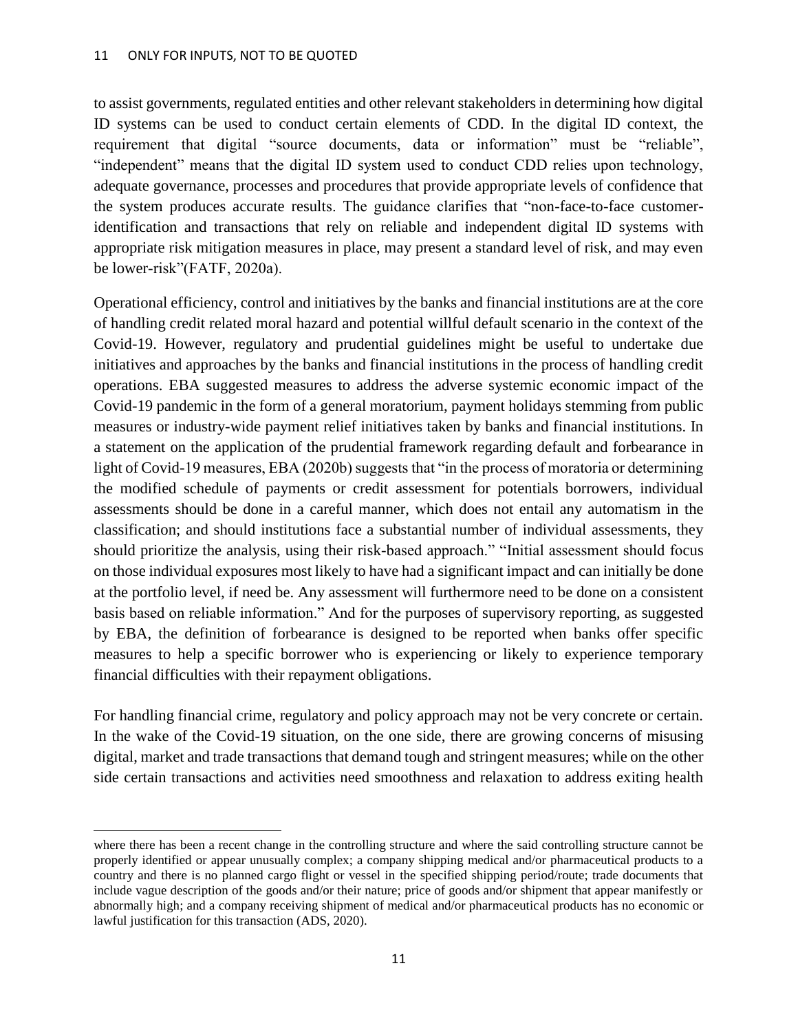to assist governments, regulated entities and other relevant stakeholders in determining how digital ID systems can be used to conduct certain elements of CDD. In the digital ID context, the requirement that digital "source documents, data or information" must be "reliable", "independent" means that the digital ID system used to conduct CDD relies upon technology, adequate governance, processes and procedures that provide appropriate levels of confidence that the system produces accurate results. The guidance clarifies that "non-face-to-face customer-identification and transactions that rely on reliable and independent digital ID systems with appropriate risk mitigation measures in place, may present a standard level of risk, and may even be lower-risk"(FATF, 2020a).

Operational efficiency, control and initiatives by the banks and financial institutions are at the core of handling credit related moral hazard and potential willful default scenario in the context of the Covid-19. However, regulatory and prudential guidelines might be useful to undertake due initiatives and approaches by the banks and financial institutions in the process of handling credit operations. EBA suggested measures to address the adverse systemic economic impact of the Covid-19 pandemic in the form of a general moratorium, payment holidays stemming from public measures or industry-wide payment relief initiatives taken by banks and financial institutions. In a statement on the application of the prudential framework regarding default and forbearance in light of Covid-19 measures, EBA (2020b) suggests that "in the process of moratoria or determining the modified schedule of payments or credit assessment for potentials borrowers, individual assessments should be done in a careful manner, which does not entail any automatism in the classification; and should institutions face a substantial number of individual assessments, they should prioritize the analysis, using their risk-based approach." "Initial assessment should focus on those individual exposures most likely to have had a significant impact and can initially be done at the portfolio level, if need be. Any assessment will furthermore need to be done on a consistent basis based on reliable information." And for the purposes of supervisory reporting, as suggested by EBA, the definition of forbearance is designed to be reported when banks offer specific measures to help a specific borrower who is experiencing or likely to experience temporary financial difficulties with their repayment obligations.

For handling financial crime, regulatory and policy approach may not be very concrete or certain. In the wake of the Covid-19 situation, on the one side, there are growing concerns of misusing digital, market and trade transactions that demand tough and stringent measures; while on the other side certain transactions and activities need smoothness and relaxation to address exiting health

---

where there has been a recent change in the controlling structure and where the said controlling structure cannot be properly identified or appear unusually complex; a company shipping medical and/or pharmaceutical products to a country and there is no planned cargo flight or vessel in the specified shipping period/route; trade documents that include vague description of the goods and/or their nature; price of goods and/or shipment that appear manifestly or abnormally high; and a company receiving shipment of medical and/or pharmaceutical products has no economic or lawful justification for this transaction (ADS, 2020).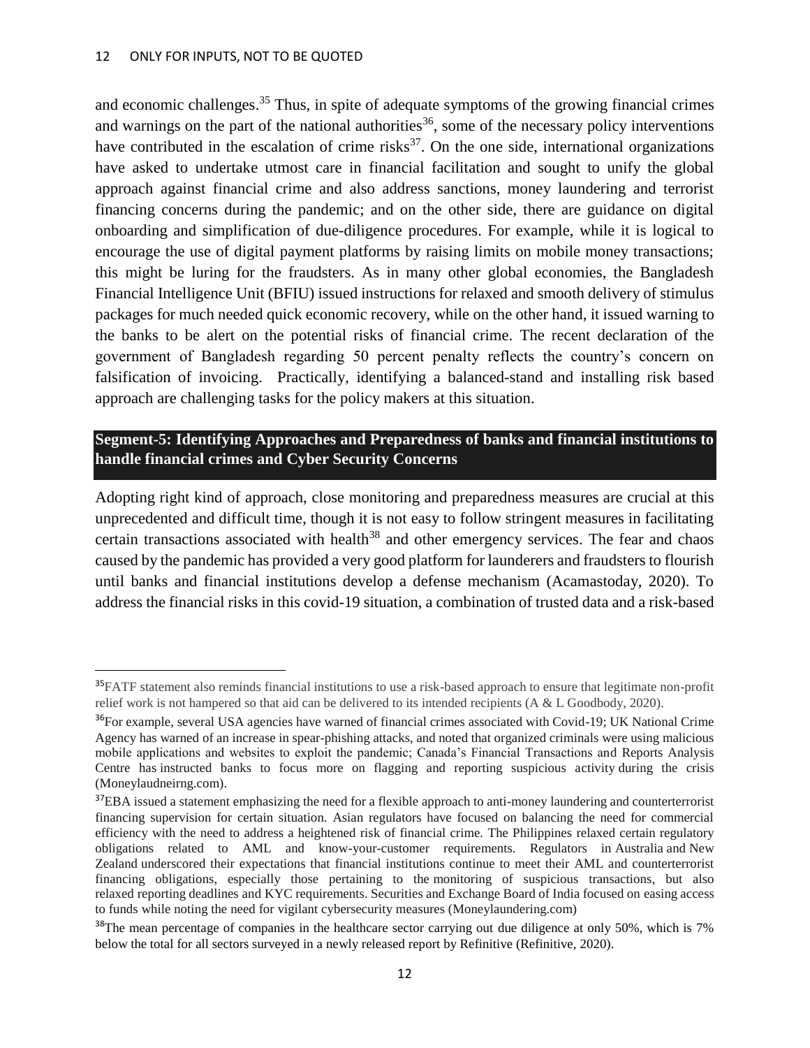and economic challenges.[35] Thus, in spite of adequate symptoms of the growing financial crimes and warnings on the part of the national authorities[36], some of the necessary policy interventions have contributed in the escalation of crime risks[37]. On the one side, international organizations have asked to undertake utmost care in financial facilitation and sought to unify the global approach against financial crime and also address sanctions, money laundering and terrorist financing concerns during the pandemic; and on the other side, there are guidance on digital onboarding and simplification of due-diligence procedures. For example, while it is logical to encourage the use of digital payment platforms by raising limits on mobile money transactions; this might be luring for the fraudsters. As in many other global economies, the Bangladesh Financial Intelligence Unit (BFIU) issued instructions for relaxed and smooth delivery of stimulus packages for much needed quick economic recovery, while on the other hand, it issued warning to the banks to be alert on the potential risks of financial crime. The recent declaration of the government of Bangladesh regarding 50 percent penalty reflects the country's concern on falsification of invoicing. Practically, identifying a balanced-stand and installing risk based approach are challenging tasks for the policy makers at this situation.

## Segment-5: Identifying Approaches and Preparedness of banks and financial institutions to handle financial crimes and Cyber Security Concerns

Adopting right kind of approach, close monitoring and preparedness measures are crucial at this unprecedented and difficult time, though it is not easy to follow stringent measures in facilitating certain transactions associated with health[38] and other emergency services. The fear and chaos caused by the pandemic has provided a very good platform for launderers and fraudsters to flourish until banks and financial institutions develop a defense mechanism (Acamastoday, 2020). To address the financial risks in this covid-19 situation, a combination of trusted data and a risk-based

---

[35] FATF statement also reminds financial institutions to use a risk-based approach to ensure that legitimate non-profit relief work is not hampered so that aid can be delivered to its intended recipients (A & L Goodbody, 2020).

[36] For example, several USA agencies have warned of financial crimes associated with Covid-19; UK National Crime Agency has warned of an increase in spear-phishing attacks, and noted that organized criminals were using malicious mobile applications and websites to exploit the pandemic; Canada's Financial Transactions and Reports Analysis Centre has instructed banks to focus more on flagging and reporting suspicious activity during the crisis (Moneylaudneirng.com).

[37] EBA issued a statement emphasizing the need for a flexible approach to anti-money laundering and counterterrorist financing supervision for certain situation. Asian regulators have focused on balancing the need for commercial efficiency with the need to address a heightened risk of financial crime. The Philippines relaxed certain regulatory obligations related to AML and know-your-customer requirements. Regulators in Australia and New Zealand underscored their expectations that financial institutions continue to meet their AML and counterterrorist financing obligations, especially those pertaining to the monitoring of suspicious transactions, but also relaxed reporting deadlines and KYC requirements. Securities and Exchange Board of India focused on easing access to funds while noting the need for vigilant cybersecurity measures (Moneylaundering.com)

[38] The mean percentage of companies in the healthcare sector carrying out due diligence at only 50%, which is 7% below the total for all sectors surveyed in a newly released report by Refinitive (Refinitive, 2020).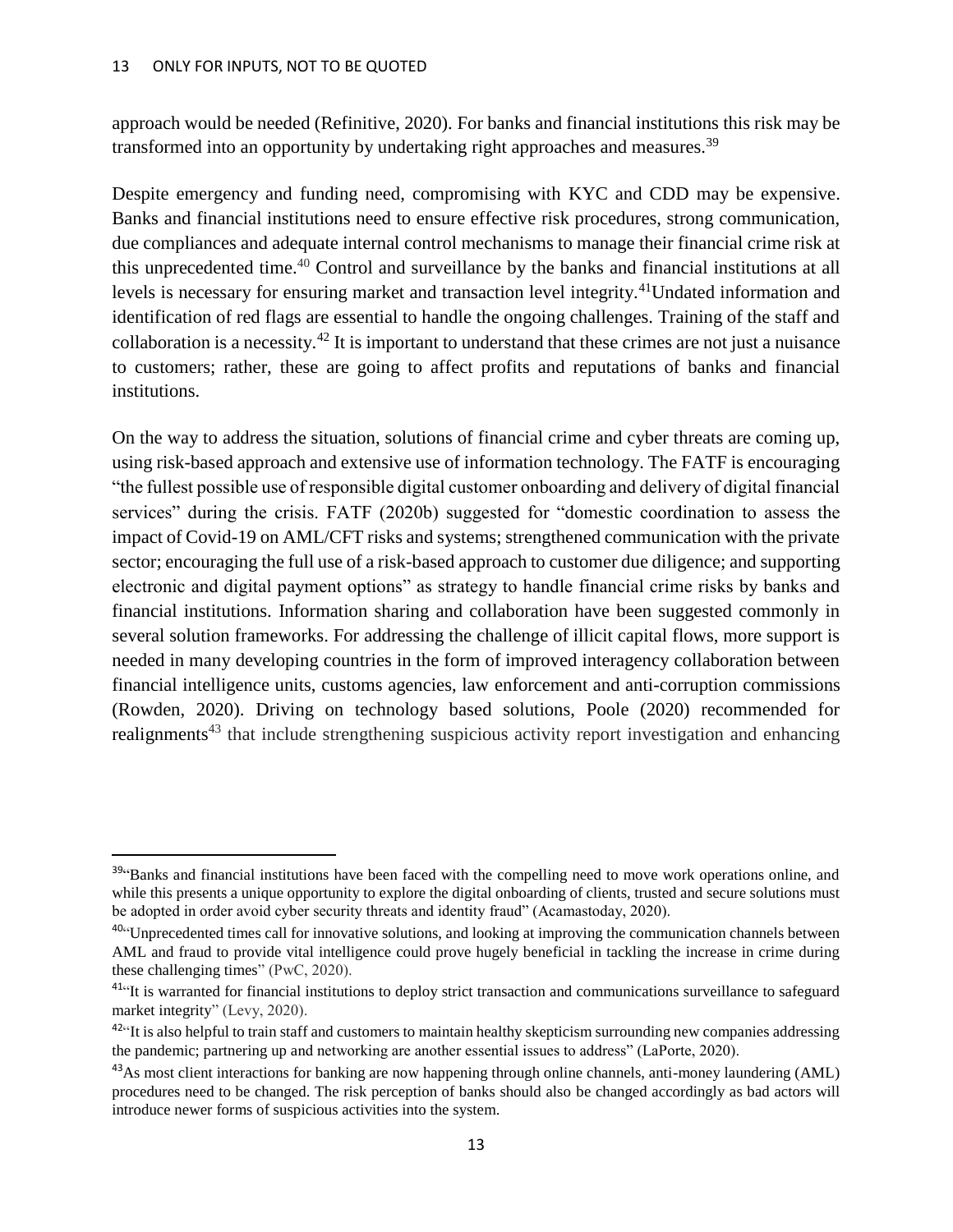approach would be needed (Refinitive, 2020). For banks and financial institutions this risk may be transformed into an opportunity by undertaking right approaches and measures.[39]

Despite emergency and funding need, compromising with KYC and CDD may be expensive. Banks and financial institutions need to ensure effective risk procedures, strong communication, due compliances and adequate internal control mechanisms to manage their financial crime risk at this unprecedented time.[40] Control and surveillance by the banks and financial institutions at all levels is necessary for ensuring market and transaction level integrity.[41]Undated information and identification of red flags are essential to handle the ongoing challenges. Training of the staff and collaboration is a necessity.[42] It is important to understand that these crimes are not just a nuisance to customers; rather, these are going to affect profits and reputations of banks and financial institutions.

On the way to address the situation, solutions of financial crime and cyber threats are coming up, using risk-based approach and extensive use of information technology. The FATF is encouraging "the fullest possible use of responsible digital customer onboarding and delivery of digital financial services" during the crisis. FATF (2020b) suggested for "domestic coordination to assess the impact of Covid-19 on AML/CFT risks and systems; strengthened communication with the private sector; encouraging the full use of a risk-based approach to customer due diligence; and supporting electronic and digital payment options" as strategy to handle financial crime risks by banks and financial institutions. Information sharing and collaboration have been suggested commonly in several solution frameworks. For addressing the challenge of illicit capital flows, more support is needed in many developing countries in the form of improved interagency collaboration between financial intelligence units, customs agencies, law enforcement and anti-corruption commissions (Rowden, 2020). Driving on technology based solutions, Poole (2020) recommended for realignments[43] that include strengthening suspicious activity report investigation and enhancing

---

[39]"Banks and financial institutions have been faced with the compelling need to move work operations online, and while this presents a unique opportunity to explore the digital onboarding of clients, trusted and secure solutions must be adopted in order avoid cyber security threats and identity fraud" (Acamastoday, 2020).

[40]"Unprecedented times call for innovative solutions, and looking at improving the communication channels between AML and fraud to provide vital intelligence could prove hugely beneficial in tackling the increase in crime during these challenging times" (PwC, 2020).

[41]"It is warranted for financial institutions to deploy strict transaction and communications surveillance to safeguard market integrity" (Levy, 2020).

[42]"It is also helpful to train staff and customers to maintain healthy skepticism surrounding new companies addressing the pandemic; partnering up and networking are another essential issues to address" (LaPorte, 2020).

[43]As most client interactions for banking are now happening through online channels, anti-money laundering (AML) procedures need to be changed. The risk perception of banks should also be changed accordingly as bad actors will introduce newer forms of suspicious activities into the system.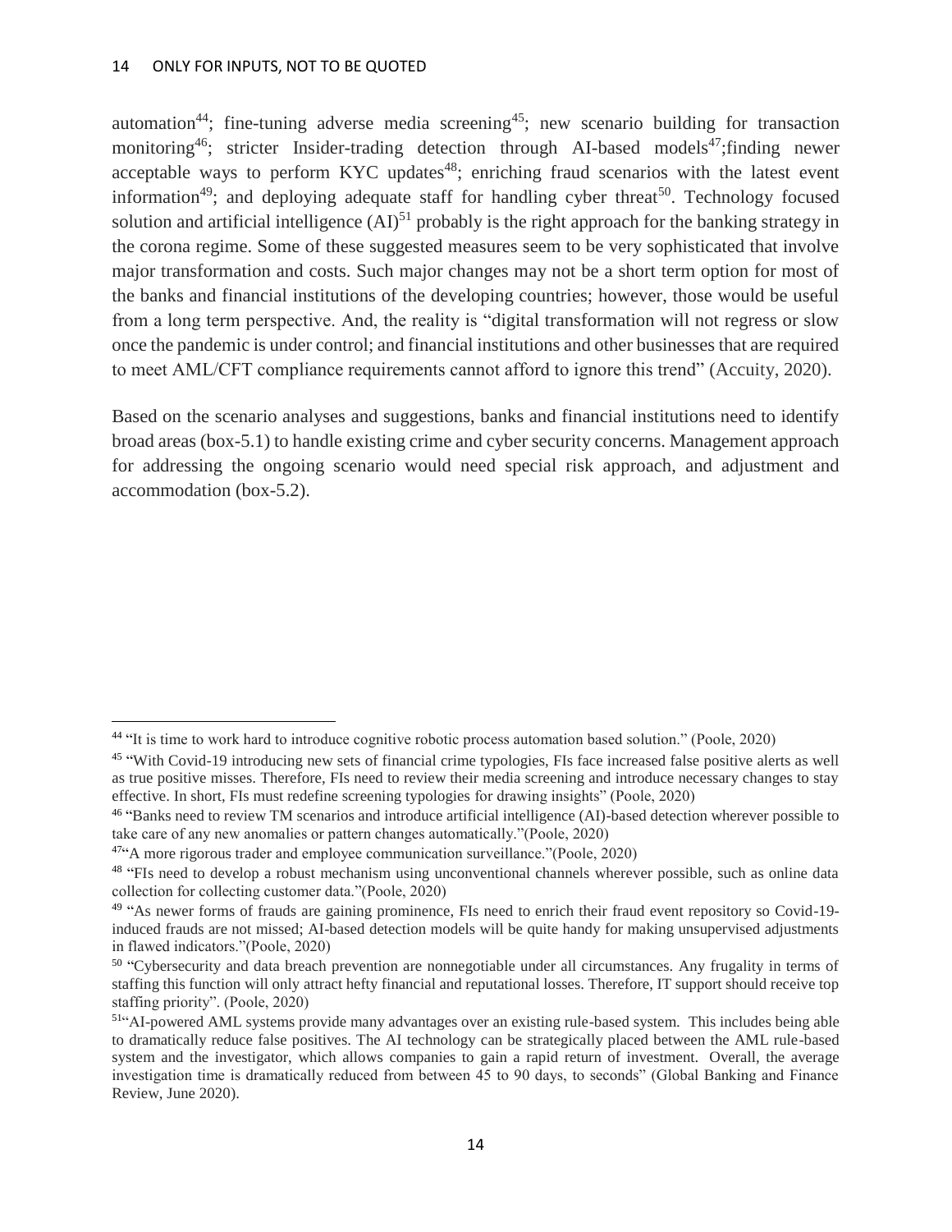automation[44]; fine-tuning adverse media screening[45]; new scenario building for transaction monitoring[46]; stricter Insider-trading detection through AI-based models[47];finding newer acceptable ways to perform KYC updates[48]; enriching fraud scenarios with the latest event information[49]; and deploying adequate staff for handling cyber threat[50]. Technology focused solution and artificial intelligence (AI)[51] probably is the right approach for the banking strategy in the corona regime. Some of these suggested measures seem to be very sophisticated that involve major transformation and costs. Such major changes may not be a short term option for most of the banks and financial institutions of the developing countries; however, those would be useful from a long term perspective. And, the reality is "digital transformation will not regress or slow once the pandemic is under control; and financial institutions and other businesses that are required to meet AML/CFT compliance requirements cannot afford to ignore this trend" (Accuity, 2020).

Based on the scenario analyses and suggestions, banks and financial institutions need to identify broad areas (box-5.1) to handle existing crime and cyber security concerns. Management approach for addressing the ongoing scenario would need special risk approach, and adjustment and accommodation (box-5.2).

---

[44] "It is time to work hard to introduce cognitive robotic process automation based solution." (Poole, 2020)

[45] "With Covid-19 introducing new sets of financial crime typologies, FIs face increased false positive alerts as well as true positive misses. Therefore, FIs need to review their media screening and introduce necessary changes to stay effective. In short, FIs must redefine screening typologies for drawing insights" (Poole, 2020)

[46] "Banks need to review TM scenarios and introduce artificial intelligence (AI)-based detection wherever possible to take care of any new anomalies or pattern changes automatically."(Poole, 2020)

[47]"A more rigorous trader and employee communication surveillance."(Poole, 2020)

[48] "FIs need to develop a robust mechanism using unconventional channels wherever possible, such as online data collection for collecting customer data."(Poole, 2020)

[49] "As newer forms of frauds are gaining prominence, FIs need to enrich their fraud event repository so Covid-19-induced frauds are not missed; AI-based detection models will be quite handy for making unsupervised adjustments in flawed indicators."(Poole, 2020)

[50] "Cybersecurity and data breach prevention are nonnegotiable under all circumstances. Any frugality in terms of staffing this function will only attract hefty financial and reputational losses. Therefore, IT support should receive top staffing priority". (Poole, 2020)

[51]"AI-powered AML systems provide many advantages over an existing rule-based system. This includes being able to dramatically reduce false positives. The AI technology can be strategically placed between the AML rule-based system and the investigator, which allows companies to gain a rapid return of investment. Overall, the average investigation time is dramatically reduced from between 45 to 90 days, to seconds" (Global Banking and Finance Review, June 2020).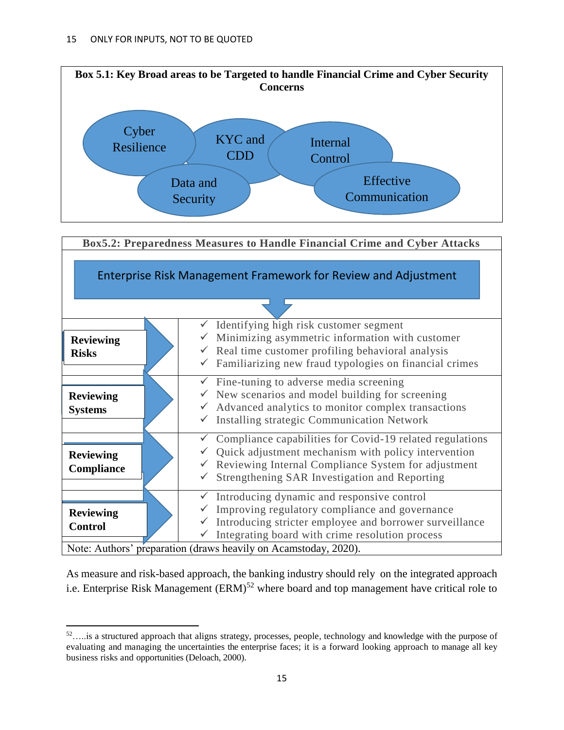**Box 5.1: Key Broad areas to be Targeted to handle Financial Crime and Cyber Security Concerns**

- Cyber Resilience
- KYC and CDD
- Internal Control
- Data and Security
- Effective Communication

**Box5.2: Preparedness Measures to Handle Financial Crime and Cyber Attacks**

Enterprise Risk Management Framework for Review and Adjustment

| | |
|---|---|
| **Reviewing Risks** | ✓ Identifying high risk customer segment<br>✓ Minimizing asymmetric information with customer<br>✓ Real time customer profiling behavioral analysis<br>✓ Familiarizing new fraud typologies on financial crimes |
| **Reviewing Systems** | ✓ Fine-tuning to adverse media screening<br>✓ New scenarios and model building for screening<br>✓ Advanced analytics to monitor complex transactions<br>✓ Installing strategic Communication Network |
| **Reviewing Compliance** | ✓ Compliance capabilities for Covid-19 related regulations<br>✓ Quick adjustment mechanism with policy intervention<br>✓ Reviewing Internal Compliance System for adjustment<br>✓ Strengthening SAR Investigation and Reporting |
| **Reviewing Control** | ✓ Introducing dynamic and responsive control<br>✓ Improving regulatory compliance and governance<br>✓ Introducing stricter employee and borrower surveillance<br>✓ Integrating board with crime resolution process |

Note: Authors' preparation (draws heavily on Acamstoday, 2020).

As measure and risk-based approach, the banking industry should rely on the integrated approach i.e. Enterprise Risk Management (ERM)[52] where board and top management have critical role to

[52]…..is a structured approach that aligns strategy, processes, people, technology and knowledge with the purpose of evaluating and managing the uncertainties the enterprise faces; it is a forward looking approach to manage all key business risks and opportunities (Deloach, 2000).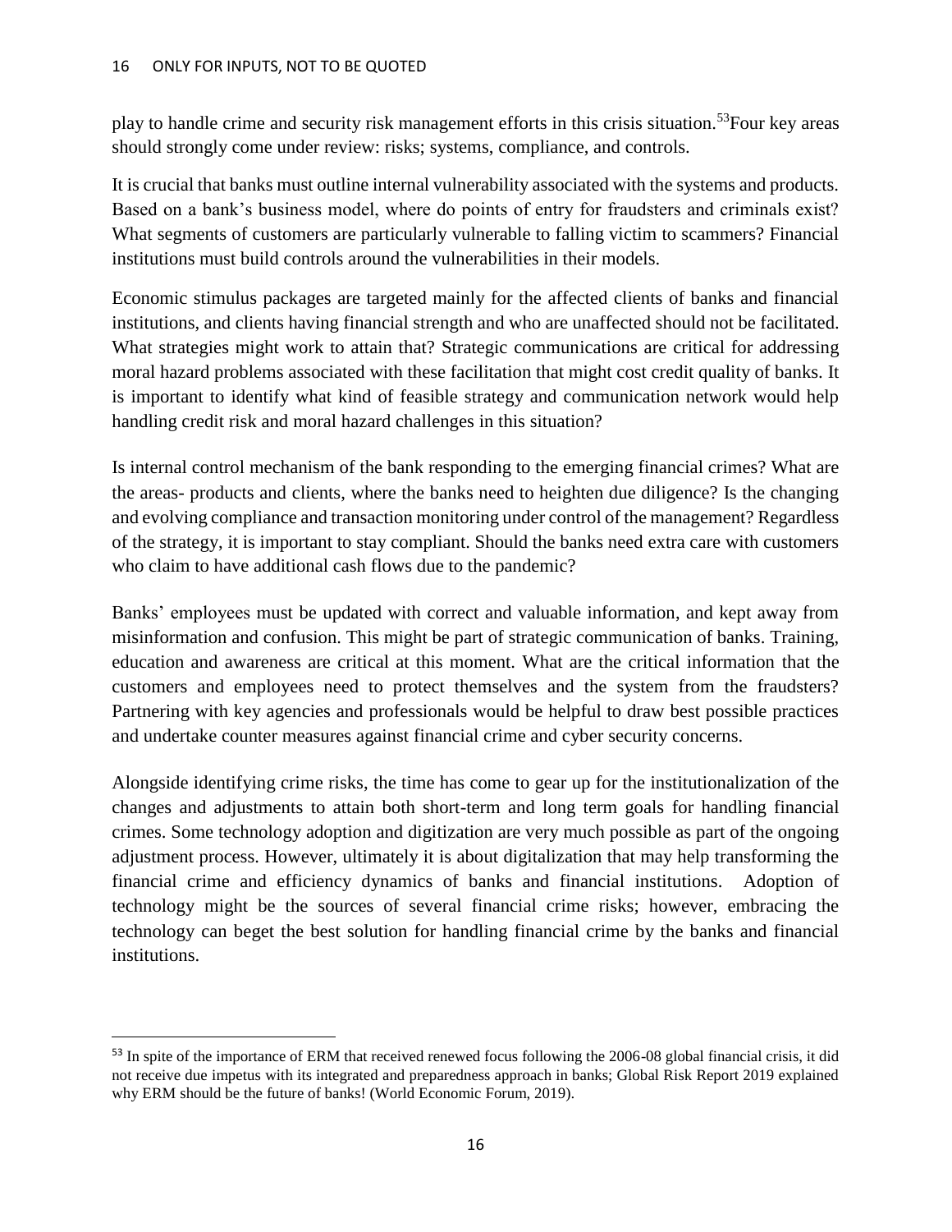play to handle crime and security risk management efforts in this crisis situation.[53]Four key areas should strongly come under review: risks; systems, compliance, and controls.

It is crucial that banks must outline internal vulnerability associated with the systems and products. Based on a bank's business model, where do points of entry for fraudsters and criminals exist? What segments of customers are particularly vulnerable to falling victim to scammers? Financial institutions must build controls around the vulnerabilities in their models.

Economic stimulus packages are targeted mainly for the affected clients of banks and financial institutions, and clients having financial strength and who are unaffected should not be facilitated. What strategies might work to attain that? Strategic communications are critical for addressing moral hazard problems associated with these facilitation that might cost credit quality of banks. It is important to identify what kind of feasible strategy and communication network would help handling credit risk and moral hazard challenges in this situation?

Is internal control mechanism of the bank responding to the emerging financial crimes? What are the areas- products and clients, where the banks need to heighten due diligence? Is the changing and evolving compliance and transaction monitoring under control of the management? Regardless of the strategy, it is important to stay compliant. Should the banks need extra care with customers who claim to have additional cash flows due to the pandemic?

Banks' employees must be updated with correct and valuable information, and kept away from misinformation and confusion. This might be part of strategic communication of banks. Training, education and awareness are critical at this moment. What are the critical information that the customers and employees need to protect themselves and the system from the fraudsters? Partnering with key agencies and professionals would be helpful to draw best possible practices and undertake counter measures against financial crime and cyber security concerns.

Alongside identifying crime risks, the time has come to gear up for the institutionalization of the changes and adjustments to attain both short-term and long term goals for handling financial crimes. Some technology adoption and digitization are very much possible as part of the ongoing adjustment process. However, ultimately it is about digitalization that may help transforming the financial crime and efficiency dynamics of banks and financial institutions. Adoption of technology might be the sources of several financial crime risks; however, embracing the technology can beget the best solution for handling financial crime by the banks and financial institutions.

---

[53] In spite of the importance of ERM that received renewed focus following the 2006-08 global financial crisis, it did not receive due impetus with its integrated and preparedness approach in banks; Global Risk Report 2019 explained why ERM should be the future of banks! (World Economic Forum, 2019).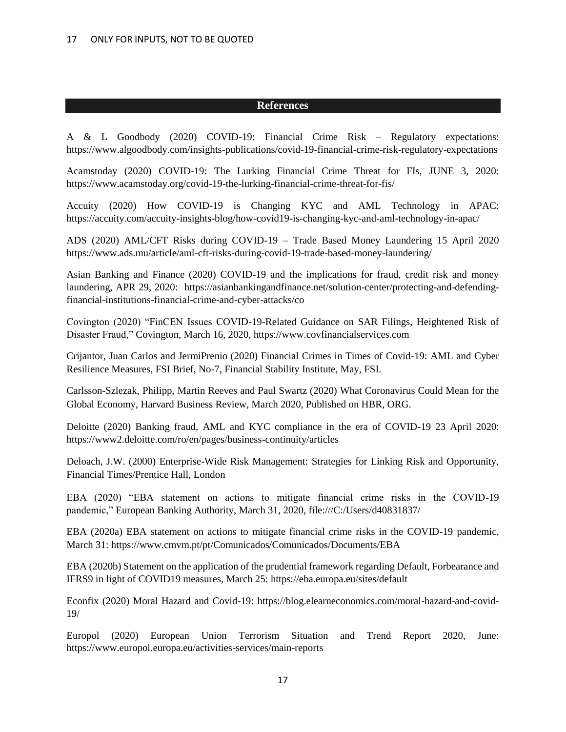## References

A & L Goodbody (2020) COVID-19: Financial Crime Risk – Regulatory expectations: https://www.algoodbody.com/insights-publications/covid-19-financial-crime-risk-regulatory-expectations

Acamstoday (2020) COVID-19: The Lurking Financial Crime Threat for FIs, JUNE 3, 2020: https://www.acamstoday.org/covid-19-the-lurking-financial-crime-threat-for-fis/

Accuity (2020) How COVID-19 is Changing KYC and AML Technology in APAC: https://accuity.com/accuity-insights-blog/how-covid19-is-changing-kyc-and-aml-technology-in-apac/

ADS (2020) AML/CFT Risks during COVID-19 – Trade Based Money Laundering 15 April 2020 https://www.ads.mu/article/aml-cft-risks-during-covid-19-trade-based-money-laundering/

Asian Banking and Finance (2020) COVID-19 and the implications for fraud, credit risk and money laundering, APR 29, 2020: https://asianbankingandfinance.net/solution-center/protecting-and-defending-financial-institutions-financial-crime-and-cyber-attacks/co

Covington (2020) "FinCEN Issues COVID-19-Related Guidance on SAR Filings, Heightened Risk of Disaster Fraud," Covington, March 16, 2020, https://www.covfinancialservices.com

Crijantor, Juan Carlos and JermiPrenio (2020) Financial Crimes in Times of Covid-19: AML and Cyber Resilience Measures, FSI Brief, No-7, Financial Stability Institute, May, FSI.

Carlsson-Szlezak, Philipp, Martin Reeves and Paul Swartz (2020) What Coronavirus Could Mean for the Global Economy, Harvard Business Review, March 2020, Published on HBR, ORG.

Deloitte (2020) Banking fraud, AML and KYC compliance in the era of COVID-19 23 April 2020: https://www2.deloitte.com/ro/en/pages/business-continuity/articles

Deloach, J.W. (2000) Enterprise-Wide Risk Management: Strategies for Linking Risk and Opportunity, Financial Times/Prentice Hall, London

EBA (2020) "EBA statement on actions to mitigate financial crime risks in the COVID-19 pandemic," European Banking Authority, March 31, 2020, file:///C:/Users/d40831837/

EBA (2020a) EBA statement on actions to mitigate financial crime risks in the COVID-19 pandemic, March 31: https://www.cmvm.pt/pt/Comunicados/Comunicados/Documents/EBA

EBA (2020b) Statement on the application of the prudential framework regarding Default, Forbearance and IFRS9 in light of COVID19 measures, March 25: https://eba.europa.eu/sites/default

Econfix (2020) Moral Hazard and Covid-19: https://blog.elearneconomics.com/moral-hazard-and-covid-19/

Europol (2020) European Union Terrorism Situation and Trend Report 2020, June: https://www.europol.europa.eu/activities-services/main-reports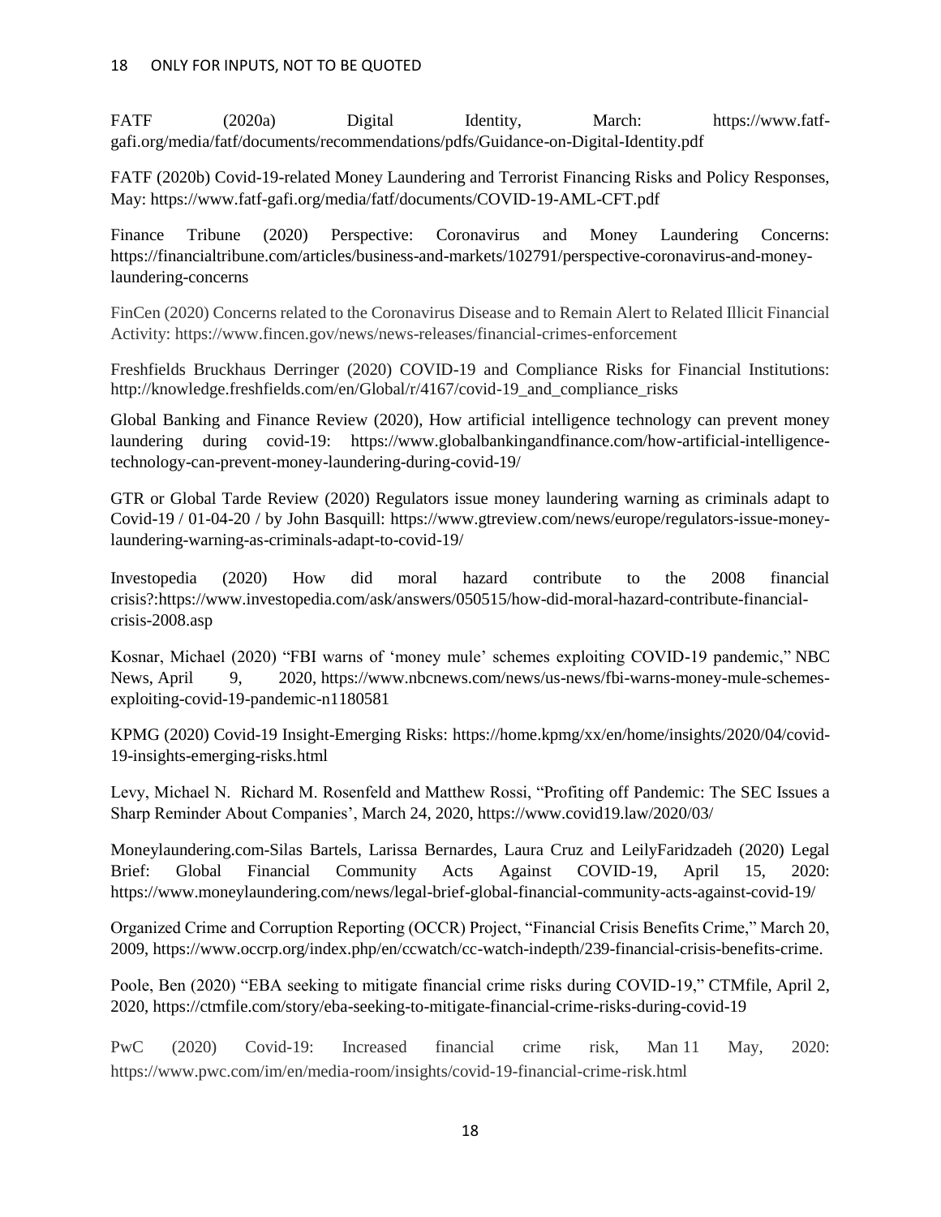FATF (2020a) Digital Identity, March: https://www.fatf-gafi.org/media/fatf/documents/recommendations/pdfs/Guidance-on-Digital-Identity.pdf

FATF (2020b) Covid-19-related Money Laundering and Terrorist Financing Risks and Policy Responses, May: https://www.fatf-gafi.org/media/fatf/documents/COVID-19-AML-CFT.pdf

Finance Tribune (2020) Perspective: Coronavirus and Money Laundering Concerns: https://financialtribune.com/articles/business-and-markets/102791/perspective-coronavirus-and-money-laundering-concerns

FinCen (2020) Concerns related to the Coronavirus Disease and to Remain Alert to Related Illicit Financial Activity: https://www.fincen.gov/news/news-releases/financial-crimes-enforcement

Freshfields Bruckhaus Derringer (2020) COVID-19 and Compliance Risks for Financial Institutions: http://knowledge.freshfields.com/en/Global/r/4167/covid-19_and_compliance_risks

Global Banking and Finance Review (2020), How artificial intelligence technology can prevent money laundering during covid-19: https://www.globalbankingandfinance.com/how-artificial-intelligence-technology-can-prevent-money-laundering-during-covid-19/

GTR or Global Tarde Review (2020) Regulators issue money laundering warning as criminals adapt to Covid-19 / 01-04-20 / by John Basquill: https://www.gtreview.com/news/europe/regulators-issue-money-laundering-warning-as-criminals-adapt-to-covid-19/

Investopedia (2020) How did moral hazard contribute to the 2008 financial crisis?:https://www.investopedia.com/ask/answers/050515/how-did-moral-hazard-contribute-financial-crisis-2008.asp

Kosnar, Michael (2020) "FBI warns of 'money mule' schemes exploiting COVID-19 pandemic," NBC News, April 9, 2020, https://www.nbcnews.com/news/us-news/fbi-warns-money-mule-schemes-exploiting-covid-19-pandemic-n1180581

KPMG (2020) Covid-19 Insight-Emerging Risks: https://home.kpmg/xx/en/home/insights/2020/04/covid-19-insights-emerging-risks.html

Levy, Michael N. Richard M. Rosenfeld and Matthew Rossi, "Profiting off Pandemic: The SEC Issues a Sharp Reminder About Companies', March 24, 2020, https://www.covid19.law/2020/03/

Moneylaundering.com-Silas Bartels, Larissa Bernardes, Laura Cruz and LeilyFaridzadeh (2020) Legal Brief: Global Financial Community Acts Against COVID-19, April 15, 2020: https://www.moneylaundering.com/news/legal-brief-global-financial-community-acts-against-covid-19/

Organized Crime and Corruption Reporting (OCCR) Project, "Financial Crisis Benefits Crime," March 20, 2009, https://www.occrp.org/index.php/en/ccwatch/cc-watch-indepth/239-financial-crisis-benefits-crime.

Poole, Ben (2020) "EBA seeking to mitigate financial crime risks during COVID-19," CTMfile, April 2, 2020, https://ctmfile.com/story/eba-seeking-to-mitigate-financial-crime-risks-during-covid-19

PwC (2020) Covid-19: Increased financial crime risk, Man 11 May, 2020: https://www.pwc.com/im/en/media-room/insights/covid-19-financial-crime-risk.html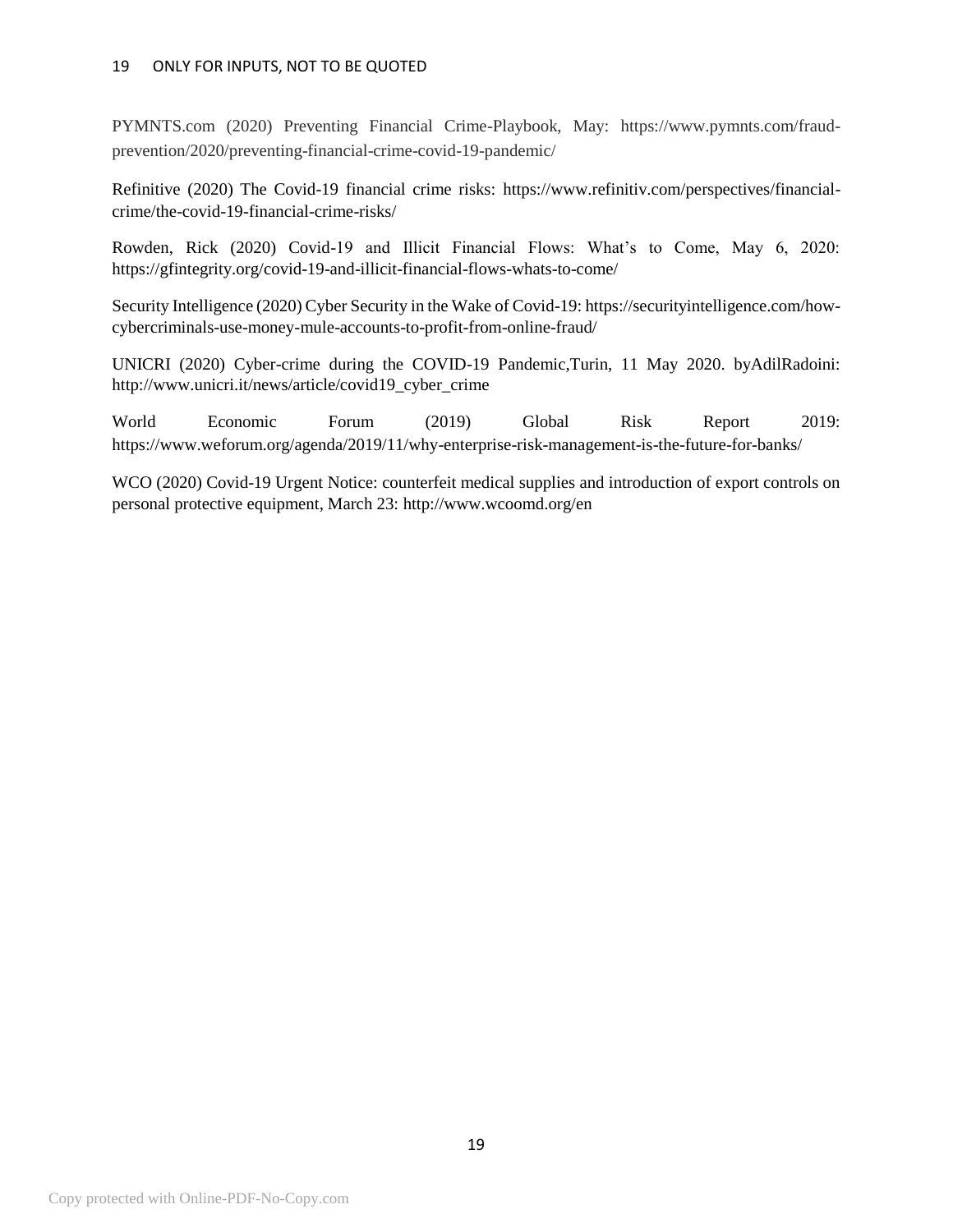PYMNTS.com (2020) Preventing Financial Crime-Playbook, May: https://www.pymnts.com/fraud-prevention/2020/preventing-financial-crime-covid-19-pandemic/

Refinitive (2020) The Covid-19 financial crime risks: https://www.refinitiv.com/perspectives/financial-crime/the-covid-19-financial-crime-risks/

Rowden, Rick (2020) Covid-19 and Illicit Financial Flows: What's to Come, May 6, 2020: https://gfintegrity.org/covid-19-and-illicit-financial-flows-whats-to-come/

Security Intelligence (2020) Cyber Security in the Wake of Covid-19: https://securityintelligence.com/how-cybercriminals-use-money-mule-accounts-to-profit-from-online-fraud/

UNICRI (2020) Cyber-crime during the COVID-19 Pandemic,Turin, 11 May 2020. byAdilRadoini: http://www.unicri.it/news/article/covid19_cyber_crime

World Economic Forum (2019) Global Risk Report 2019: https://www.weforum.org/agenda/2019/11/why-enterprise-risk-management-is-the-future-for-banks/

WCO (2020) Covid-19 Urgent Notice: counterfeit medical supplies and introduction of export controls on personal protective equipment, March 23: http://www.wcoomd.org/en